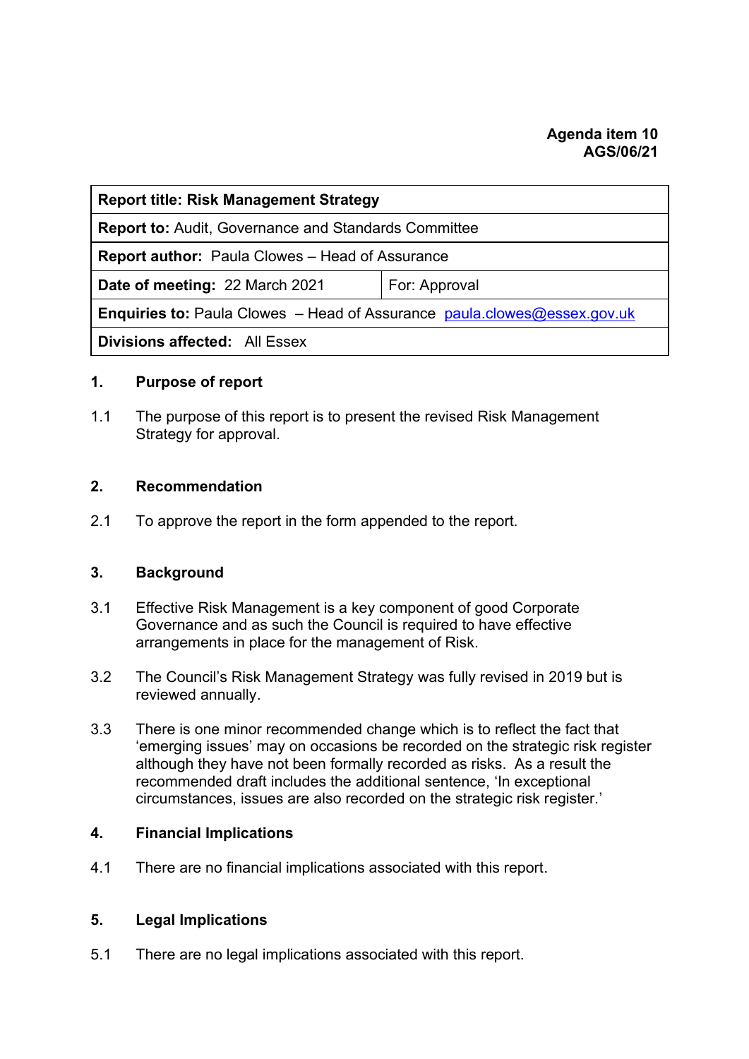**Agenda item 10**
**AGS/06/21**

| **Report title: Risk Management Strategy** | |
|---|---|
| **Report to:** Audit, Governance and Standards Committee | |
| **Report author:** Paula Clowes – Head of Assurance | |
| **Date of meeting:** 22 March 2021 | For: Approval |
| **Enquiries to:** Paula Clowes – Head of Assurance paula.clowes@essex.gov.uk | |
| **Divisions affected:** All Essex | |

## 1. Purpose of report

1.1 The purpose of this report is to present the revised Risk Management Strategy for approval.

## 2. Recommendation

2.1 To approve the report in the form appended to the report.

## 3. Background

3.1 Effective Risk Management is a key component of good Corporate Governance and as such the Council is required to have effective arrangements in place for the management of Risk.

3.2 The Council's Risk Management Strategy was fully revised in 2019 but is reviewed annually.

3.3 There is one minor recommended change which is to reflect the fact that 'emerging issues' may on occasions be recorded on the strategic risk register although they have not been formally recorded as risks. As a result the recommended draft includes the additional sentence, 'In exceptional circumstances, issues are also recorded on the strategic risk register.'

## 4. Financial Implications

4.1 There are no financial implications associated with this report.

## 5. Legal Implications

5.1 There are no legal implications associated with this report.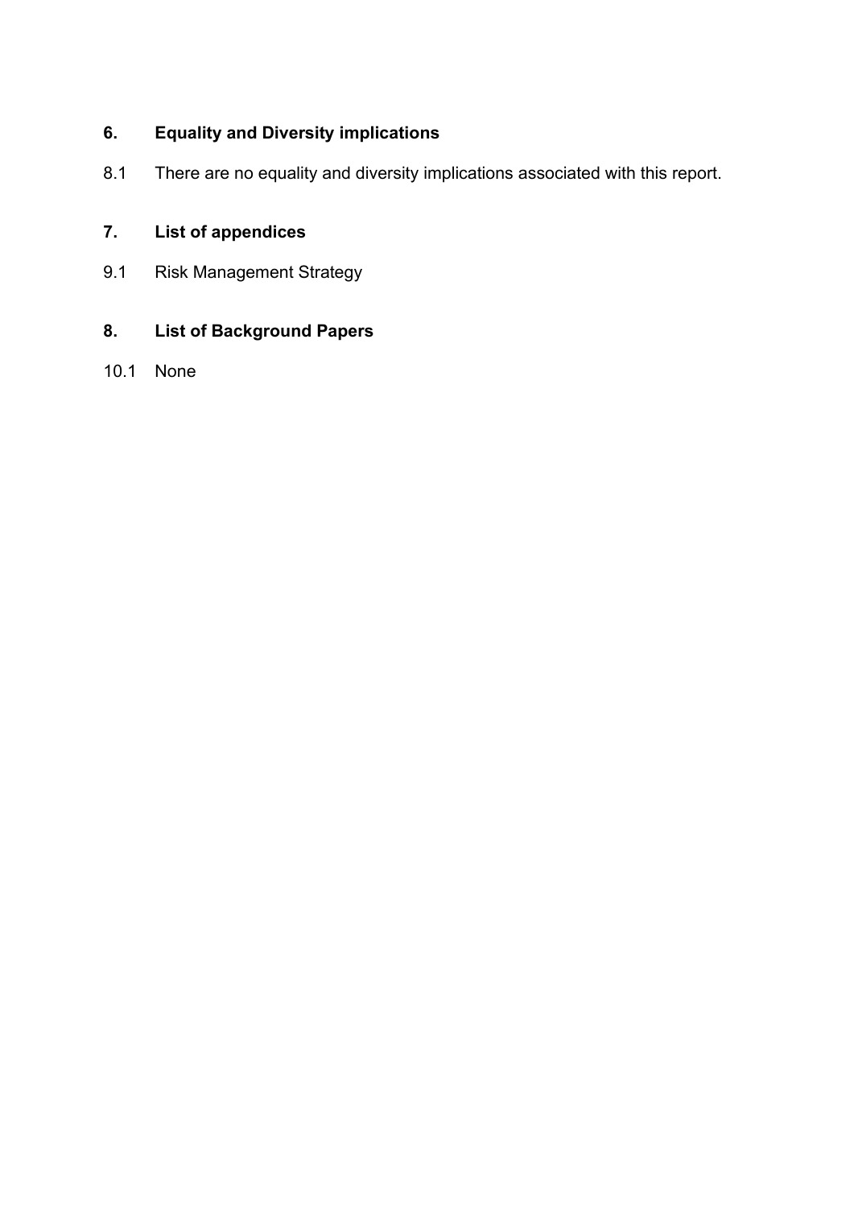## 6. Equality and Diversity implications

8.1 There are no equality and diversity implications associated with this report.

## 7. List of appendices

9.1 Risk Management Strategy

## 8. List of Background Papers

10.1 None